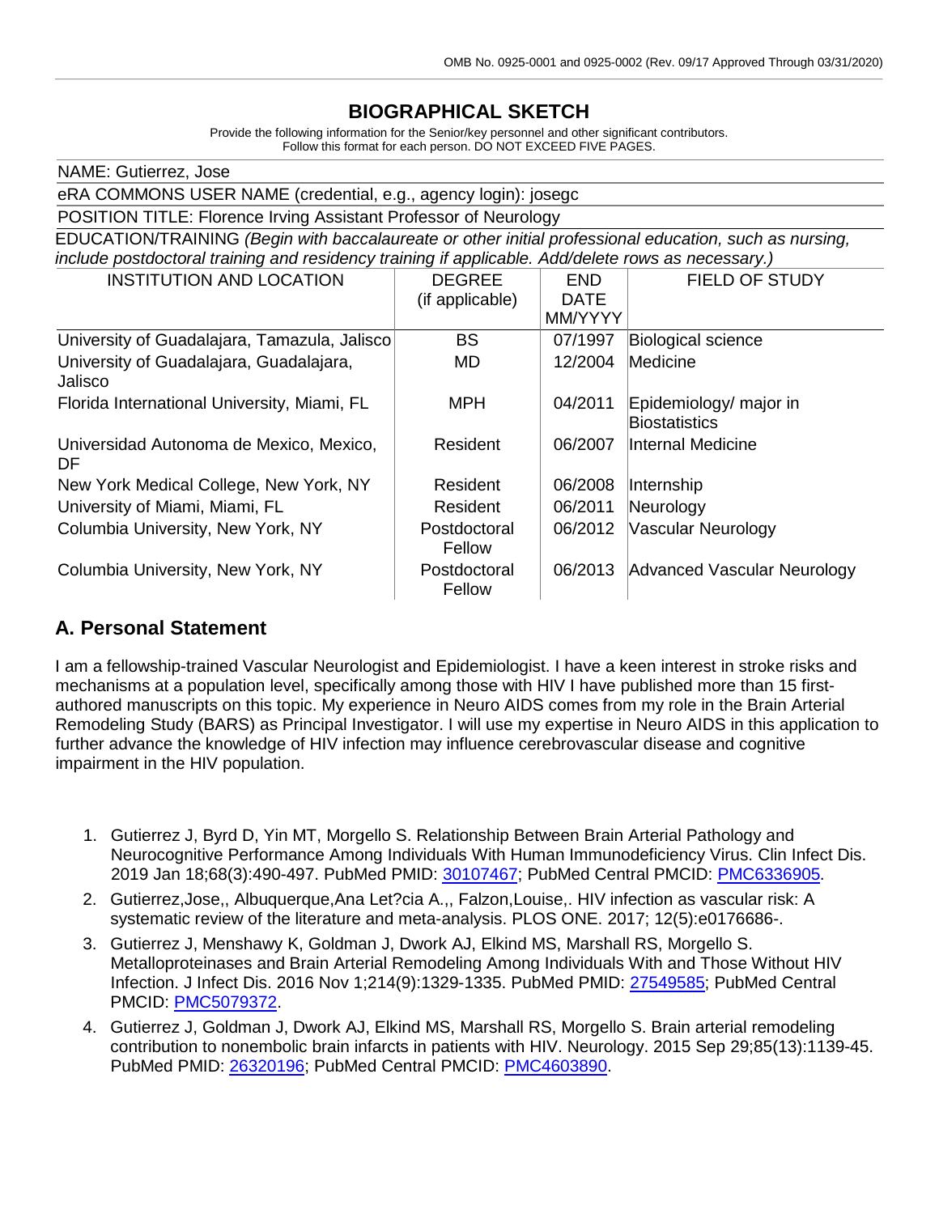# BIOGRAPHICAL SKETCH

Provide the following information for the Senior/key personnel and other significant contributors.
Follow this format for each person. DO NOT EXCEED FIVE PAGES.

NAME: Gutierrez, Jose

eRA COMMONS USER NAME (credential, e.g., agency login): josegc

POSITION TITLE: Florence Irving Assistant Professor of Neurology

EDUCATION/TRAINING *(Begin with baccalaureate or other initial professional education, such as nursing, include postdoctoral training and residency training if applicable. Add/delete rows as necessary.)*

| INSTITUTION AND LOCATION | DEGREE (if applicable) | END DATE MM/YYYY | FIELD OF STUDY |
|---|---|---|---|
| University of Guadalajara, Tamazula, Jalisco | BS | 07/1997 | Biological science |
| University of Guadalajara, Guadalajara, Jalisco | MD | 12/2004 | Medicine |
| Florida International University, Miami, FL | MPH | 04/2011 | Epidemiology/ major in Biostatistics |
| Universidad Autonoma de Mexico, Mexico, DF | Resident | 06/2007 | Internal Medicine |
| New York Medical College, New York, NY | Resident | 06/2008 | Internship |
| University of Miami, Miami, FL | Resident | 06/2011 | Neurology |
| Columbia University, New York, NY | Postdoctoral Fellow | 06/2012 | Vascular Neurology |
| Columbia University, New York, NY | Postdoctoral Fellow | 06/2013 | Advanced Vascular Neurology |

## A. Personal Statement

I am a fellowship-trained Vascular Neurologist and Epidemiologist. I have a keen interest in stroke risks and mechanisms at a population level, specifically among those with HIV I have published more than 15 first-authored manuscripts on this topic. My experience in Neuro AIDS comes from my role in the Brain Arterial Remodeling Study (BARS) as Principal Investigator. I will use my expertise in Neuro AIDS in this application to further advance the knowledge of HIV infection may influence cerebrovascular disease and cognitive impairment in the HIV population.

1. Gutierrez J, Byrd D, Yin MT, Morgello S. Relationship Between Brain Arterial Pathology and Neurocognitive Performance Among Individuals With Human Immunodeficiency Virus. Clin Infect Dis. 2019 Jan 18;68(3):490-497. PubMed PMID: 30107467; PubMed Central PMCID: PMC6336905.
2. Gutierrez,Jose,, Albuquerque,Ana Let?cia A.,, Falzon,Louise,. HIV infection as vascular risk: A systematic review of the literature and meta-analysis. PLOS ONE. 2017; 12(5):e0176686-.
3. Gutierrez J, Menshawy K, Goldman J, Dwork AJ, Elkind MS, Marshall RS, Morgello S. Metalloproteinases and Brain Arterial Remodeling Among Individuals With and Those Without HIV Infection. J Infect Dis. 2016 Nov 1;214(9):1329-1335. PubMed PMID: 27549585; PubMed Central PMCID: PMC5079372.
4. Gutierrez J, Goldman J, Dwork AJ, Elkind MS, Marshall RS, Morgello S. Brain arterial remodeling contribution to nonembolic brain infarcts in patients with HIV. Neurology. 2015 Sep 29;85(13):1139-45. PubMed PMID: 26320196; PubMed Central PMCID: PMC4603890.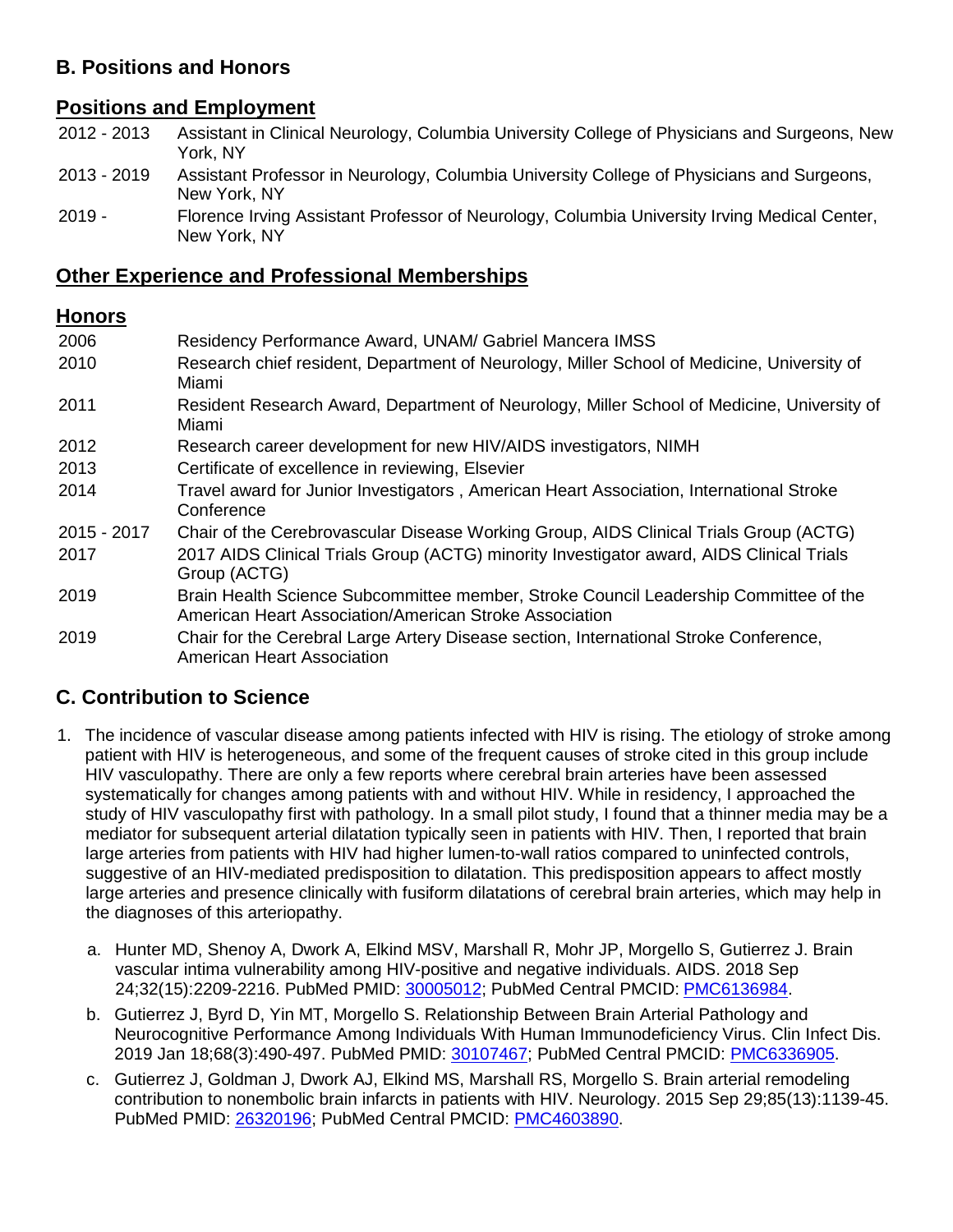## B. Positions and Honors

### Positions and Employment

| | |
|---|---|
| 2012 - 2013 | Assistant in Clinical Neurology, Columbia University College of Physicians and Surgeons, New York, NY |
| 2013 - 2019 | Assistant Professor in Neurology, Columbia University College of Physicians and Surgeons, New York, NY |
| 2019 - | Florence Irving Assistant Professor of Neurology, Columbia University Irving Medical Center, New York, NY |

### Other Experience and Professional Memberships

### Honors

| | |
|---|---|
| 2006 | Residency Performance Award, UNAM/ Gabriel Mancera IMSS |
| 2010 | Research chief resident, Department of Neurology, Miller School of Medicine, University of Miami |
| 2011 | Resident Research Award, Department of Neurology, Miller School of Medicine, University of Miami |
| 2012 | Research career development for new HIV/AIDS investigators, NIMH |
| 2013 | Certificate of excellence in reviewing, Elsevier |
| 2014 | Travel award for Junior Investigators , American Heart Association, International Stroke Conference |
| 2015 - 2017 | Chair of the Cerebrovascular Disease Working Group, AIDS Clinical Trials Group (ACTG) |
| 2017 | 2017 AIDS Clinical Trials Group (ACTG) minority Investigator award, AIDS Clinical Trials Group (ACTG) |
| 2019 | Brain Health Science Subcommittee member, Stroke Council Leadership Committee of the American Heart Association/American Stroke Association |
| 2019 | Chair for the Cerebral Large Artery Disease section, International Stroke Conference, American Heart Association |

## C. Contribution to Science

1. The incidence of vascular disease among patients infected with HIV is rising. The etiology of stroke among patient with HIV is heterogeneous, and some of the frequent causes of stroke cited in this group include HIV vasculopathy. There are only a few reports where cerebral brain arteries have been assessed systematically for changes among patients with and without HIV. While in residency, I approached the study of HIV vasculopathy first with pathology. In a small pilot study, I found that a thinner media may be a mediator for subsequent arterial dilatation typically seen in patients with HIV. Then, I reported that brain large arteries from patients with HIV had higher lumen-to-wall ratios compared to uninfected controls, suggestive of an HIV-mediated predisposition to dilatation. This predisposition appears to affect mostly large arteries and presence clinically with fusiform dilatations of cerebral brain arteries, which may help in the diagnoses of this arteriopathy.

   a. Hunter MD, Shenoy A, Dwork A, Elkind MSV, Marshall R, Mohr JP, Morgello S, Gutierrez J. Brain vascular intima vulnerability among HIV-positive and negative individuals. AIDS. 2018 Sep 24;32(15):2209-2216. PubMed PMID: 30005012; PubMed Central PMCID: PMC6136984.

   b. Gutierrez J, Byrd D, Yin MT, Morgello S. Relationship Between Brain Arterial Pathology and Neurocognitive Performance Among Individuals With Human Immunodeficiency Virus. Clin Infect Dis. 2019 Jan 18;68(3):490-497. PubMed PMID: 30107467; PubMed Central PMCID: PMC6336905.

   c. Gutierrez J, Goldman J, Dwork AJ, Elkind MS, Marshall RS, Morgello S. Brain arterial remodeling contribution to nonembolic brain infarcts in patients with HIV. Neurology. 2015 Sep 29;85(13):1139-45. PubMed PMID: 26320196; PubMed Central PMCID: PMC4603890.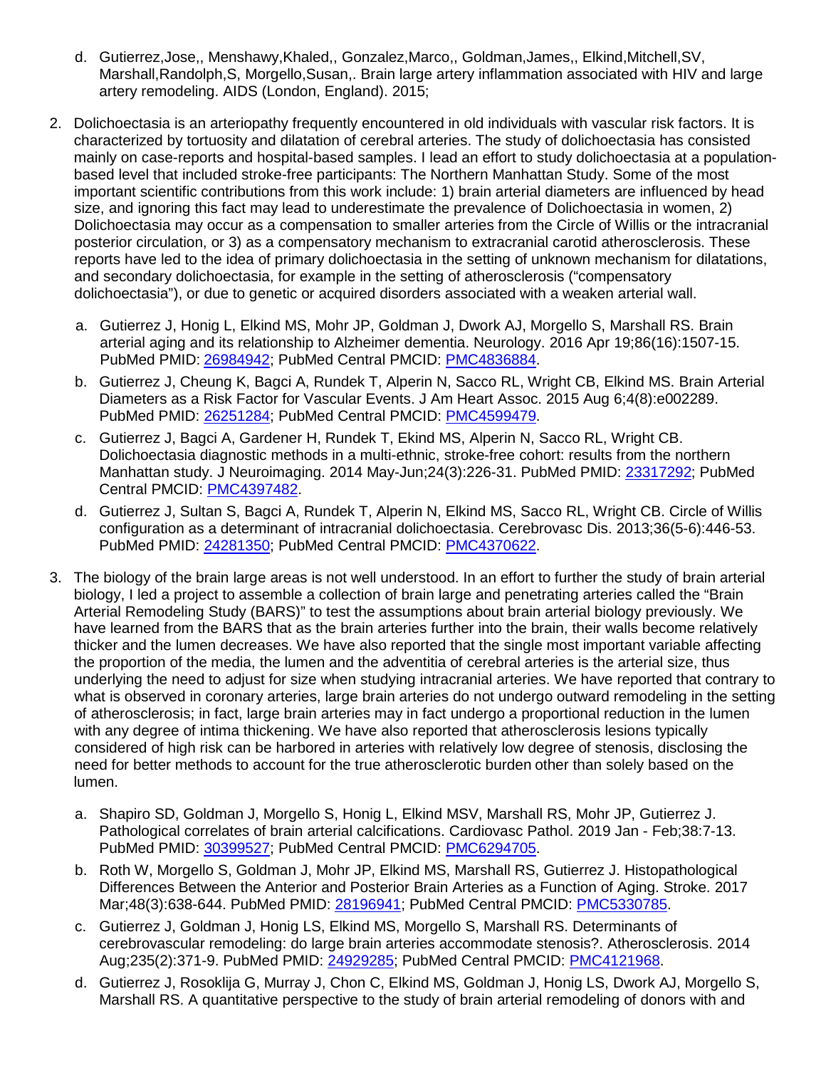d. Gutierrez,Jose,, Menshawy,Khaled,, Gonzalez,Marco,, Goldman,James,, Elkind,Mitchell,SV, Marshall,Randolph,S, Morgello,Susan,. Brain large artery inflammation associated with HIV and large artery remodeling. AIDS (London, England). 2015;

2. Dolichoectasia is an arteriopathy frequently encountered in old individuals with vascular risk factors. It is characterized by tortuosity and dilatation of cerebral arteries. The study of dolichoectasia has consisted mainly on case-reports and hospital-based samples. I lead an effort to study dolichoectasia at a population-based level that included stroke-free participants: The Northern Manhattan Study. Some of the most important scientific contributions from this work include: 1) brain arterial diameters are influenced by head size, and ignoring this fact may lead to underestimate the prevalence of Dolichoectasia in women, 2) Dolichoectasia may occur as a compensation to smaller arteries from the Circle of Willis or the intracranial posterior circulation, or 3) as a compensatory mechanism to extracranial carotid atherosclerosis. These reports have led to the idea of primary dolichoectasia in the setting of unknown mechanism for dilatations, and secondary dolichoectasia, for example in the setting of atherosclerosis ("compensatory dolichoectasia"), or due to genetic or acquired disorders associated with a weaken arterial wall.

   a. Gutierrez J, Honig L, Elkind MS, Mohr JP, Goldman J, Dwork AJ, Morgello S, Marshall RS. Brain arterial aging and its relationship to Alzheimer dementia. Neurology. 2016 Apr 19;86(16):1507-15. PubMed PMID: 26984942; PubMed Central PMCID: PMC4836884.
   b. Gutierrez J, Cheung K, Bagci A, Rundek T, Alperin N, Sacco RL, Wright CB, Elkind MS. Brain Arterial Diameters as a Risk Factor for Vascular Events. J Am Heart Assoc. 2015 Aug 6;4(8):e002289. PubMed PMID: 26251284; PubMed Central PMCID: PMC4599479.
   c. Gutierrez J, Bagci A, Gardener H, Rundek T, Ekind MS, Alperin N, Sacco RL, Wright CB. Dolichoectasia diagnostic methods in a multi-ethnic, stroke-free cohort: results from the northern Manhattan study. J Neuroimaging. 2014 May-Jun;24(3):226-31. PubMed PMID: 23317292; PubMed Central PMCID: PMC4397482.
   d. Gutierrez J, Sultan S, Bagci A, Rundek T, Alperin N, Elkind MS, Sacco RL, Wright CB. Circle of Willis configuration as a determinant of intracranial dolichoectasia. Cerebrovasc Dis. 2013;36(5-6):446-53. PubMed PMID: 24281350; PubMed Central PMCID: PMC4370622.

3. The biology of the brain large areas is not well understood. In an effort to further the study of brain arterial biology, I led a project to assemble a collection of brain large and penetrating arteries called the "Brain Arterial Remodeling Study (BARS)" to test the assumptions about brain arterial biology previously. We have learned from the BARS that as the brain arteries further into the brain, their walls become relatively thicker and the lumen decreases. We have also reported that the single most important variable affecting the proportion of the media, the lumen and the adventitia of cerebral arteries is the arterial size, thus underlying the need to adjust for size when studying intracranial arteries. We have reported that contrary to what is observed in coronary arteries, large brain arteries do not undergo outward remodeling in the setting of atherosclerosis; in fact, large brain arteries may in fact undergo a proportional reduction in the lumen with any degree of intima thickening. We have also reported that atherosclerosis lesions typically considered of high risk can be harbored in arteries with relatively low degree of stenosis, disclosing the need for better methods to account for the true atherosclerotic burden other than solely based on the lumen.

   a. Shapiro SD, Goldman J, Morgello S, Honig L, Elkind MSV, Marshall RS, Mohr JP, Gutierrez J. Pathological correlates of brain arterial calcifications. Cardiovasc Pathol. 2019 Jan - Feb;38:7-13. PubMed PMID: 30399527; PubMed Central PMCID: PMC6294705.
   b. Roth W, Morgello S, Goldman J, Mohr JP, Elkind MS, Marshall RS, Gutierrez J. Histopathological Differences Between the Anterior and Posterior Brain Arteries as a Function of Aging. Stroke. 2017 Mar;48(3):638-644. PubMed PMID: 28196941; PubMed Central PMCID: PMC5330785.
   c. Gutierrez J, Goldman J, Honig LS, Elkind MS, Morgello S, Marshall RS. Determinants of cerebrovascular remodeling: do large brain arteries accommodate stenosis?. Atherosclerosis. 2014 Aug;235(2):371-9. PubMed PMID: 24929285; PubMed Central PMCID: PMC4121968.
   d. Gutierrez J, Rosoklija G, Murray J, Chon C, Elkind MS, Goldman J, Honig LS, Dwork AJ, Morgello S, Marshall RS. A quantitative perspective to the study of brain arterial remodeling of donors with and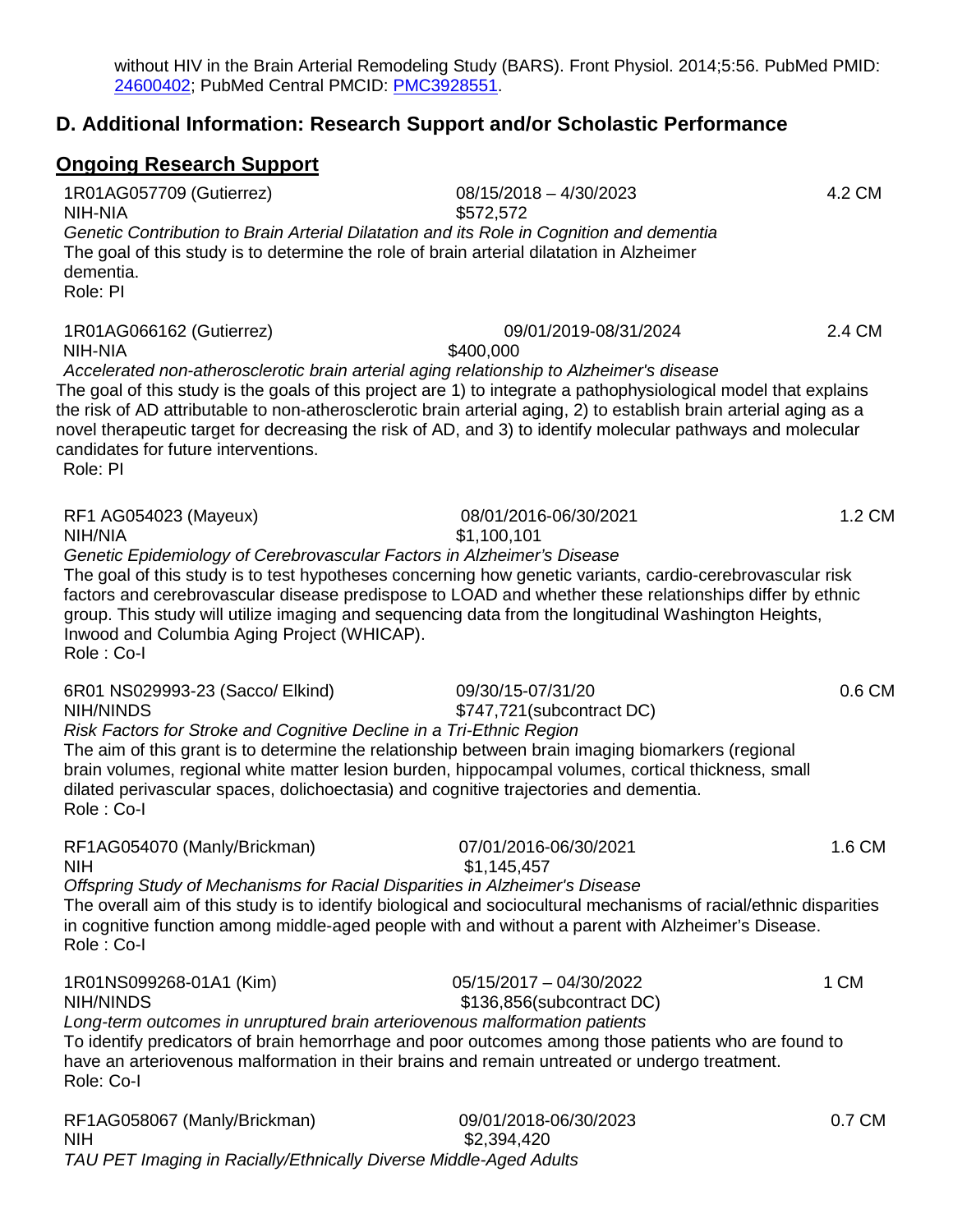without HIV in the Brain Arterial Remodeling Study (BARS). Front Physiol. 2014;5:56. PubMed PMID: 24600402; PubMed Central PMCID: PMC3928551.

## D. Additional Information: Research Support and/or Scholastic Performance

### Ongoing Research Support

1R01AG057709 (Gutierrez) 08/15/2018 – 4/30/2023 4.2 CM
NIH-NIA $572,572
*Genetic Contribution to Brain Arterial Dilatation and its Role in Cognition and dementia*
The goal of this study is to determine the role of brain arterial dilatation in Alzheimer dementia.
Role: PI

1R01AG066162 (Gutierrez) 09/01/2019-08/31/2024 2.4 CM
NIH-NIA $400,000
*Accelerated non-atherosclerotic brain arterial aging relationship to Alzheimer's disease*
The goal of this study is the goals of this project are 1) to integrate a pathophysiological model that explains the risk of AD attributable to non-atherosclerotic brain arterial aging, 2) to establish brain arterial aging as a novel therapeutic target for decreasing the risk of AD, and 3) to identify molecular pathways and molecular candidates for future interventions.
Role: PI

RF1 AG054023 (Mayeux) 08/01/2016-06/30/2021 1.2 CM
NIH/NIA $1,100,101
*Genetic Epidemiology of Cerebrovascular Factors in Alzheimer's Disease*
The goal of this study is to test hypotheses concerning how genetic variants, cardio-cerebrovascular risk factors and cerebrovascular disease predispose to LOAD and whether these relationships differ by ethnic group. This study will utilize imaging and sequencing data from the longitudinal Washington Heights, Inwood and Columbia Aging Project (WHICAP).
Role : Co-I

6R01 NS029993-23 (Sacco/ Elkind) 09/30/15-07/31/20 0.6 CM
NIH/NINDS $747,721(subcontract DC)
*Risk Factors for Stroke and Cognitive Decline in a Tri-Ethnic Region*
The aim of this grant is to determine the relationship between brain imaging biomarkers (regional brain volumes, regional white matter lesion burden, hippocampal volumes, cortical thickness, small dilated perivascular spaces, dolichoectasia) and cognitive trajectories and dementia.
Role : Co-I

RF1AG054070 (Manly/Brickman) 07/01/2016-06/30/2021 1.6 CM
NIH $1,145,457
*Offspring Study of Mechanisms for Racial Disparities in Alzheimer's Disease*
The overall aim of this study is to identify biological and sociocultural mechanisms of racial/ethnic disparities in cognitive function among middle-aged people with and without a parent with Alzheimer's Disease.
Role : Co-I

1R01NS099268-01A1 (Kim) 05/15/2017 – 04/30/2022 1 CM
NIH/NINDS $136,856(subcontract DC)
*Long-term outcomes in unruptured brain arteriovenous malformation patients*
To identify predicators of brain hemorrhage and poor outcomes among those patients who are found to have an arteriovenous malformation in their brains and remain untreated or undergo treatment.
Role: Co-I

RF1AG058067 (Manly/Brickman) 09/01/2018-06/30/2023 0.7 CM
NIH $2,394,420
*TAU PET Imaging in Racially/Ethnically Diverse Middle-Aged Adults*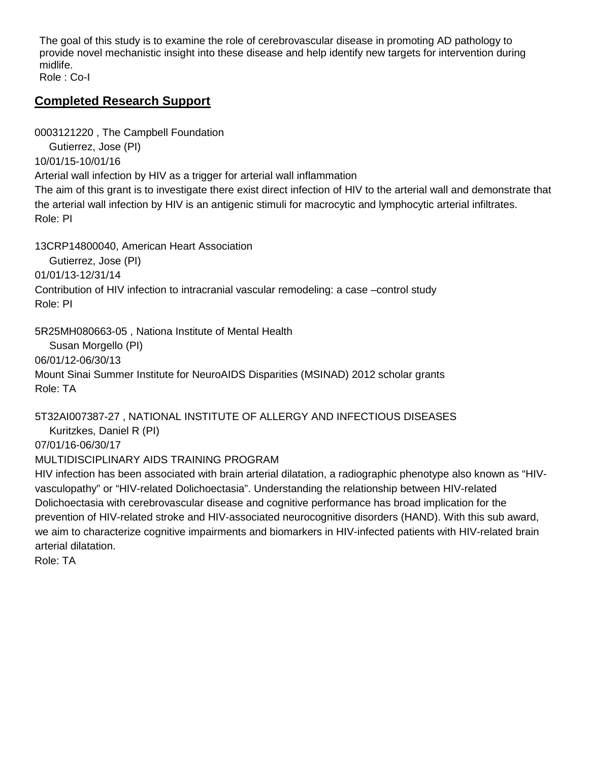The goal of this study is to examine the role of cerebrovascular disease in promoting AD pathology to provide novel mechanistic insight into these disease and help identify new targets for intervention during midlife.
Role : Co-I

## Completed Research Support

0003121220 , The Campbell Foundation
Gutierrez, Jose (PI)
10/01/15-10/01/16
Arterial wall infection by HIV as a trigger for arterial wall inflammation
The aim of this grant is to investigate there exist direct infection of HIV to the arterial wall and demonstrate that the arterial wall infection by HIV is an antigenic stimuli for macrocytic and lymphocytic arterial infiltrates.
Role: PI

13CRP14800040, American Heart Association
Gutierrez, Jose (PI)
01/01/13-12/31/14
Contribution of HIV infection to intracranial vascular remodeling: a case –control study
Role: PI

5R25MH080663-05 , Nationa Institute of Mental Health
Susan Morgello (PI)
06/01/12-06/30/13
Mount Sinai Summer Institute for NeuroAIDS Disparities (MSINAD) 2012 scholar grants
Role: TA

5T32AI007387-27 , NATIONAL INSTITUTE OF ALLERGY AND INFECTIOUS DISEASES
Kuritzkes, Daniel R (PI)
07/01/16-06/30/17
MULTIDISCIPLINARY AIDS TRAINING PROGRAM
HIV infection has been associated with brain arterial dilatation, a radiographic phenotype also known as “HIV-vasculopathy” or “HIV-related Dolichoectasia”. Understanding the relationship between HIV-related Dolichoectasia with cerebrovascular disease and cognitive performance has broad implication for the prevention of HIV-related stroke and HIV-associated neurocognitive disorders (HAND). With this sub award, we aim to characterize cognitive impairments and biomarkers in HIV-infected patients with HIV-related brain arterial dilatation.
Role: TA